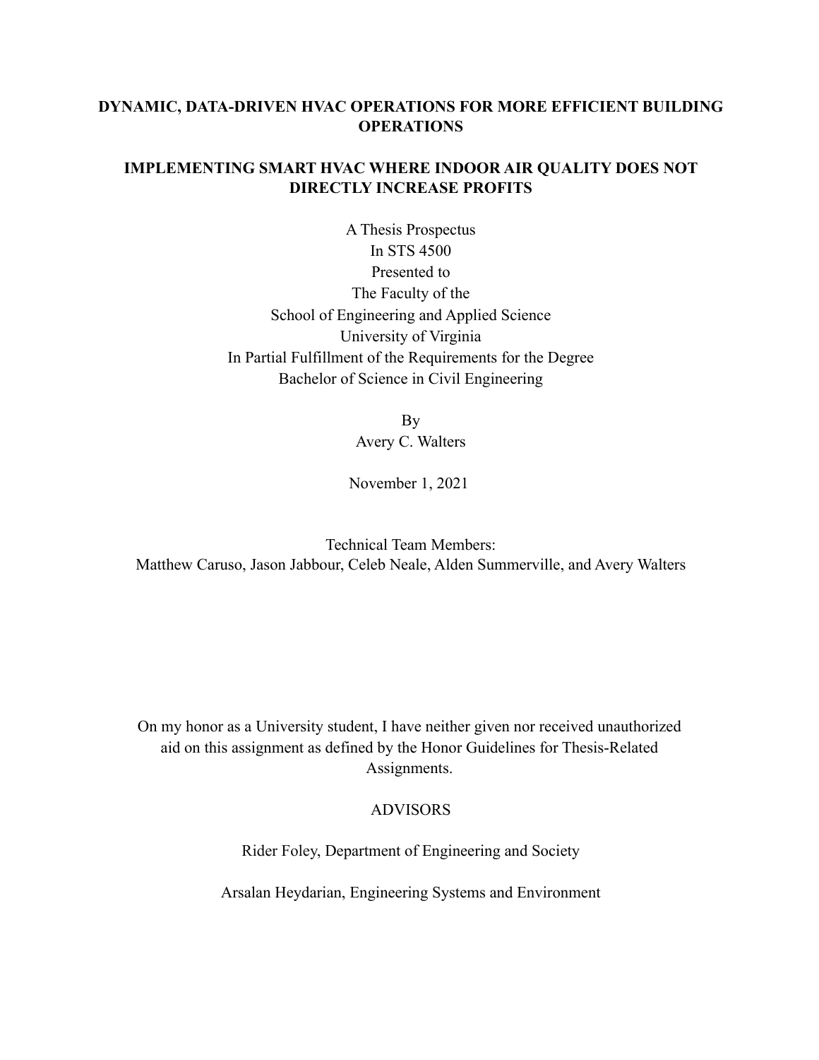**DYNAMIC, DATA-DRIVEN HVAC OPERATIONS FOR MORE EFFICIENT BUILDING OPERATIONS**

**IMPLEMENTING SMART HVAC WHERE INDOOR AIR QUALITY DOES NOT DIRECTLY INCREASE PROFITS**

A Thesis Prospectus
In STS 4500
Presented to
The Faculty of the
School of Engineering and Applied Science
University of Virginia
In Partial Fulfillment of the Requirements for the Degree
Bachelor of Science in Civil Engineering

By
Avery C. Walters

November 1, 2021

Technical Team Members:
Matthew Caruso, Jason Jabbour, Celeb Neale, Alden Summerville, and Avery Walters

On my honor as a University student, I have neither given nor received unauthorized aid on this assignment as defined by the Honor Guidelines for Thesis-Related Assignments.

ADVISORS

Rider Foley, Department of Engineering and Society

Arsalan Heydarian, Engineering Systems and Environment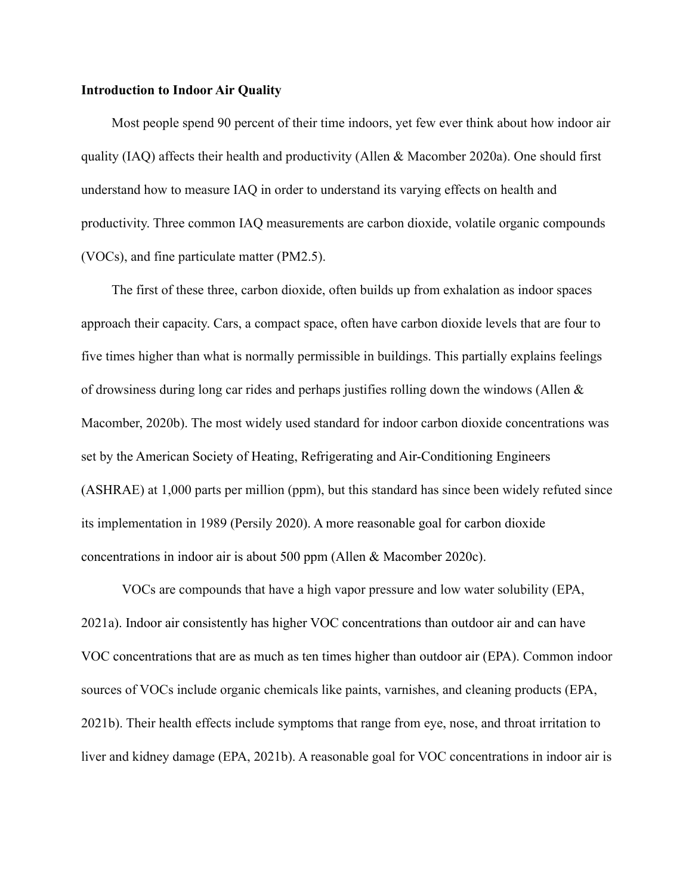**Introduction to Indoor Air Quality**

Most people spend 90 percent of their time indoors, yet few ever think about how indoor air quality (IAQ) affects their health and productivity (Allen & Macomber 2020a). One should first understand how to measure IAQ in order to understand its varying effects on health and productivity. Three common IAQ measurements are carbon dioxide, volatile organic compounds (VOCs), and fine particulate matter (PM2.5).

The first of these three, carbon dioxide, often builds up from exhalation as indoor spaces approach their capacity. Cars, a compact space, often have carbon dioxide levels that are four to five times higher than what is normally permissible in buildings. This partially explains feelings of drowsiness during long car rides and perhaps justifies rolling down the windows (Allen & Macomber, 2020b). The most widely used standard for indoor carbon dioxide concentrations was set by the American Society of Heating, Refrigerating and Air-Conditioning Engineers (ASHRAE) at 1,000 parts per million (ppm), but this standard has since been widely refuted since its implementation in 1989 (Persily 2020). A more reasonable goal for carbon dioxide concentrations in indoor air is about 500 ppm (Allen & Macomber 2020c).

VOCs are compounds that have a high vapor pressure and low water solubility (EPA, 2021a). Indoor air consistently has higher VOC concentrations than outdoor air and can have VOC concentrations that are as much as ten times higher than outdoor air (EPA). Common indoor sources of VOCs include organic chemicals like paints, varnishes, and cleaning products (EPA, 2021b). Their health effects include symptoms that range from eye, nose, and throat irritation to liver and kidney damage (EPA, 2021b). A reasonable goal for VOC concentrations in indoor air is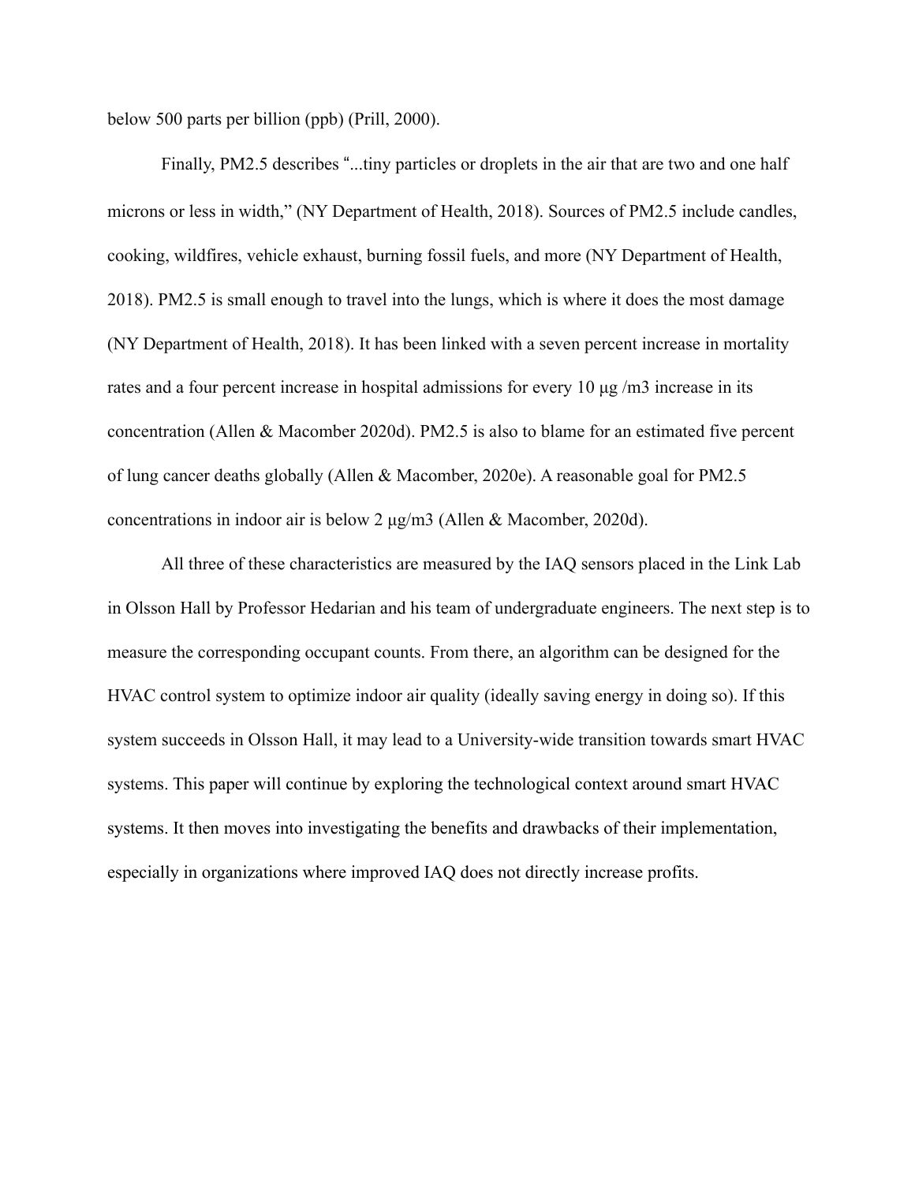below 500 parts per billion (ppb) (Prill, 2000).

Finally, PM2.5 describes "...tiny particles or droplets in the air that are two and one half microns or less in width," (NY Department of Health, 2018). Sources of PM2.5 include candles, cooking, wildfires, vehicle exhaust, burning fossil fuels, and more (NY Department of Health, 2018). PM2.5 is small enough to travel into the lungs, which is where it does the most damage (NY Department of Health, 2018). It has been linked with a seven percent increase in mortality rates and a four percent increase in hospital admissions for every 10 μg /m3 increase in its concentration (Allen & Macomber 2020d). PM2.5 is also to blame for an estimated five percent of lung cancer deaths globally (Allen & Macomber, 2020e). A reasonable goal for PM2.5 concentrations in indoor air is below 2 μg/m3 (Allen & Macomber, 2020d).

All three of these characteristics are measured by the IAQ sensors placed in the Link Lab in Olsson Hall by Professor Hedarian and his team of undergraduate engineers. The next step is to measure the corresponding occupant counts. From there, an algorithm can be designed for the HVAC control system to optimize indoor air quality (ideally saving energy in doing so). If this system succeeds in Olsson Hall, it may lead to a University-wide transition towards smart HVAC systems. This paper will continue by exploring the technological context around smart HVAC systems. It then moves into investigating the benefits and drawbacks of their implementation, especially in organizations where improved IAQ does not directly increase profits.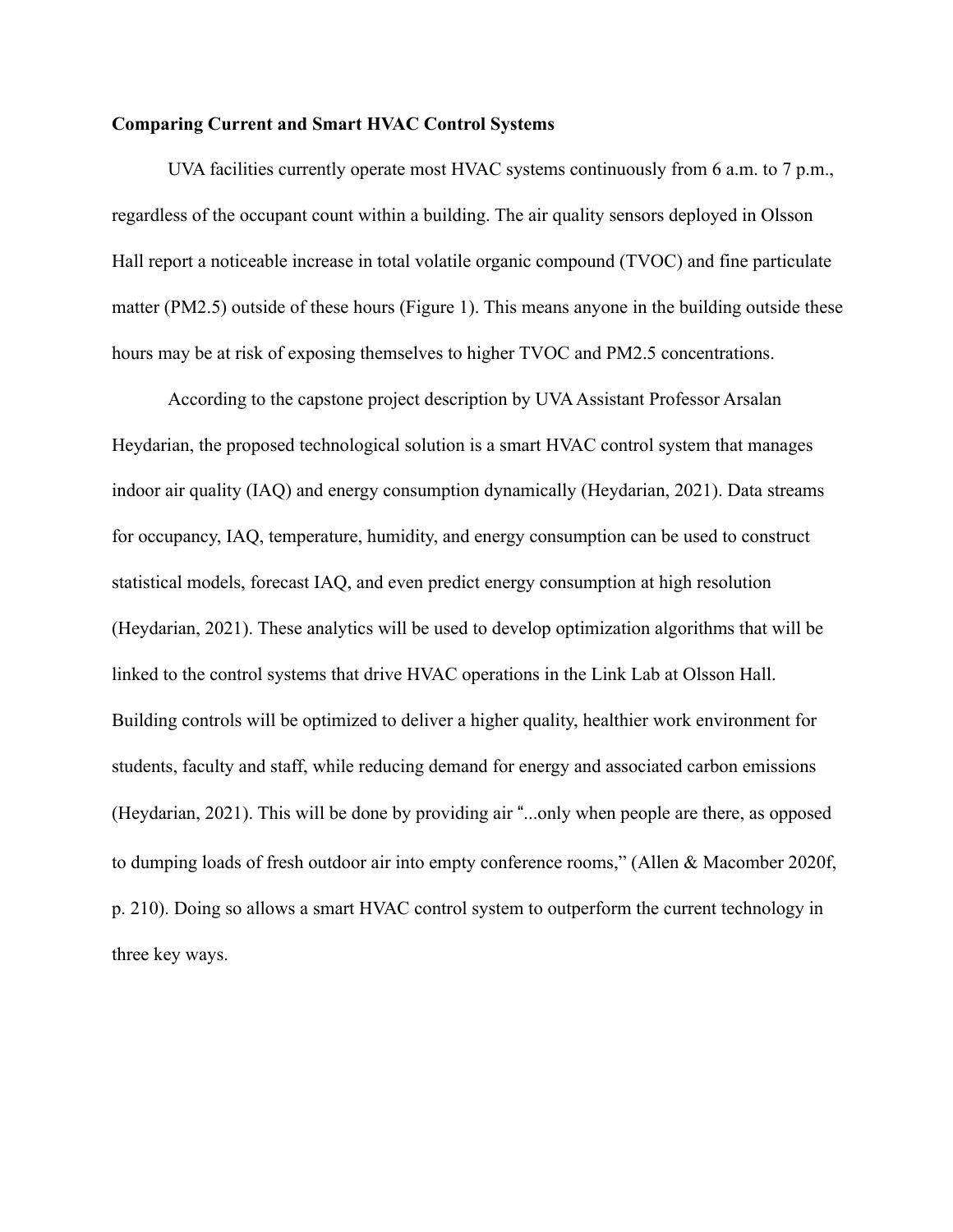**Comparing Current and Smart HVAC Control Systems**

UVA facilities currently operate most HVAC systems continuously from 6 a.m. to 7 p.m., regardless of the occupant count within a building. The air quality sensors deployed in Olsson Hall report a noticeable increase in total volatile organic compound (TVOC) and fine particulate matter (PM2.5) outside of these hours (Figure 1). This means anyone in the building outside these hours may be at risk of exposing themselves to higher TVOC and PM2.5 concentrations.

According to the capstone project description by UVA Assistant Professor Arsalan Heydarian, the proposed technological solution is a smart HVAC control system that manages indoor air quality (IAQ) and energy consumption dynamically (Heydarian, 2021). Data streams for occupancy, IAQ, temperature, humidity, and energy consumption can be used to construct statistical models, forecast IAQ, and even predict energy consumption at high resolution (Heydarian, 2021). These analytics will be used to develop optimization algorithms that will be linked to the control systems that drive HVAC operations in the Link Lab at Olsson Hall. Building controls will be optimized to deliver a higher quality, healthier work environment for students, faculty and staff, while reducing demand for energy and associated carbon emissions (Heydarian, 2021). This will be done by providing air "...only when people are there, as opposed to dumping loads of fresh outdoor air into empty conference rooms," (Allen & Macomber 2020f, p. 210). Doing so allows a smart HVAC control system to outperform the current technology in three key ways.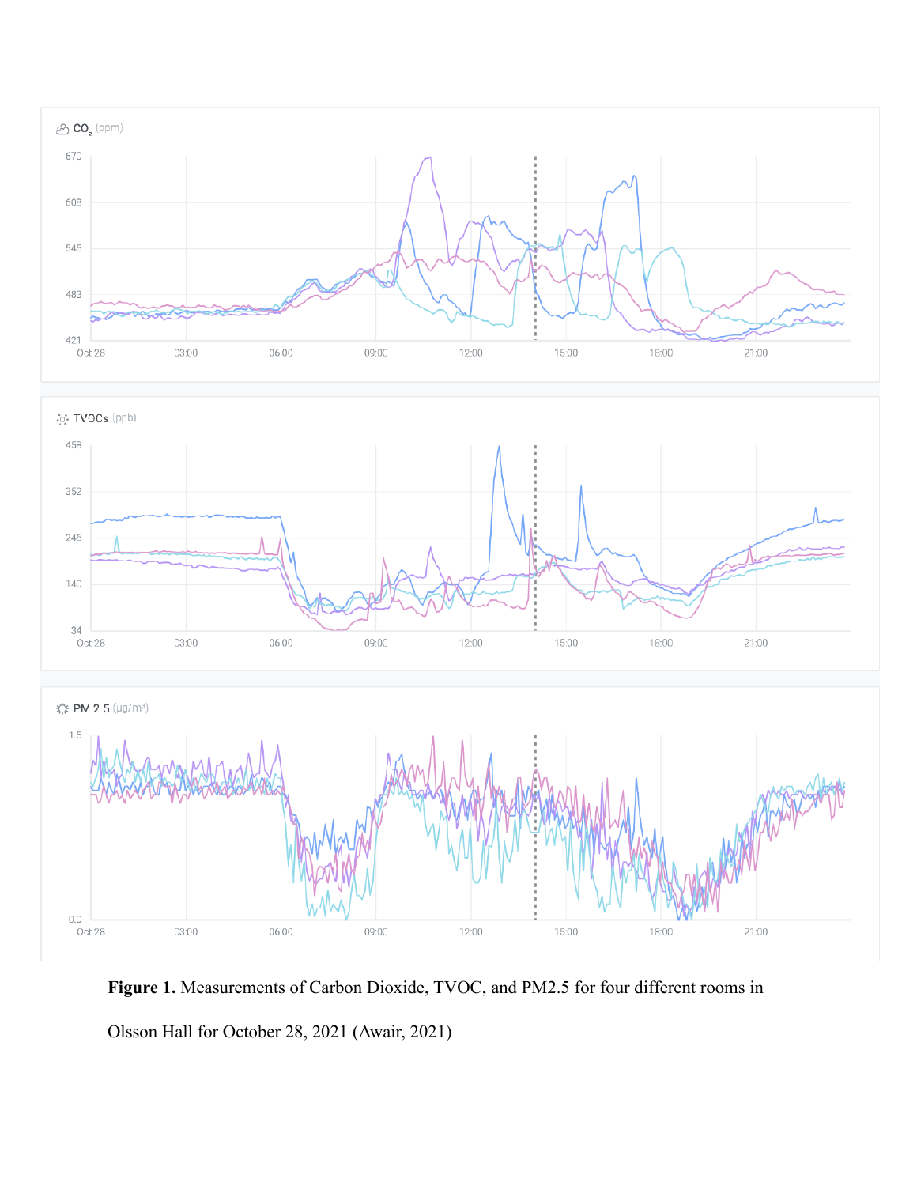**Figure 1.** Measurements of Carbon Dioxide, TVOC, and PM2.5 for four different rooms in Olsson Hall for October 28, 2021 (Awair, 2021)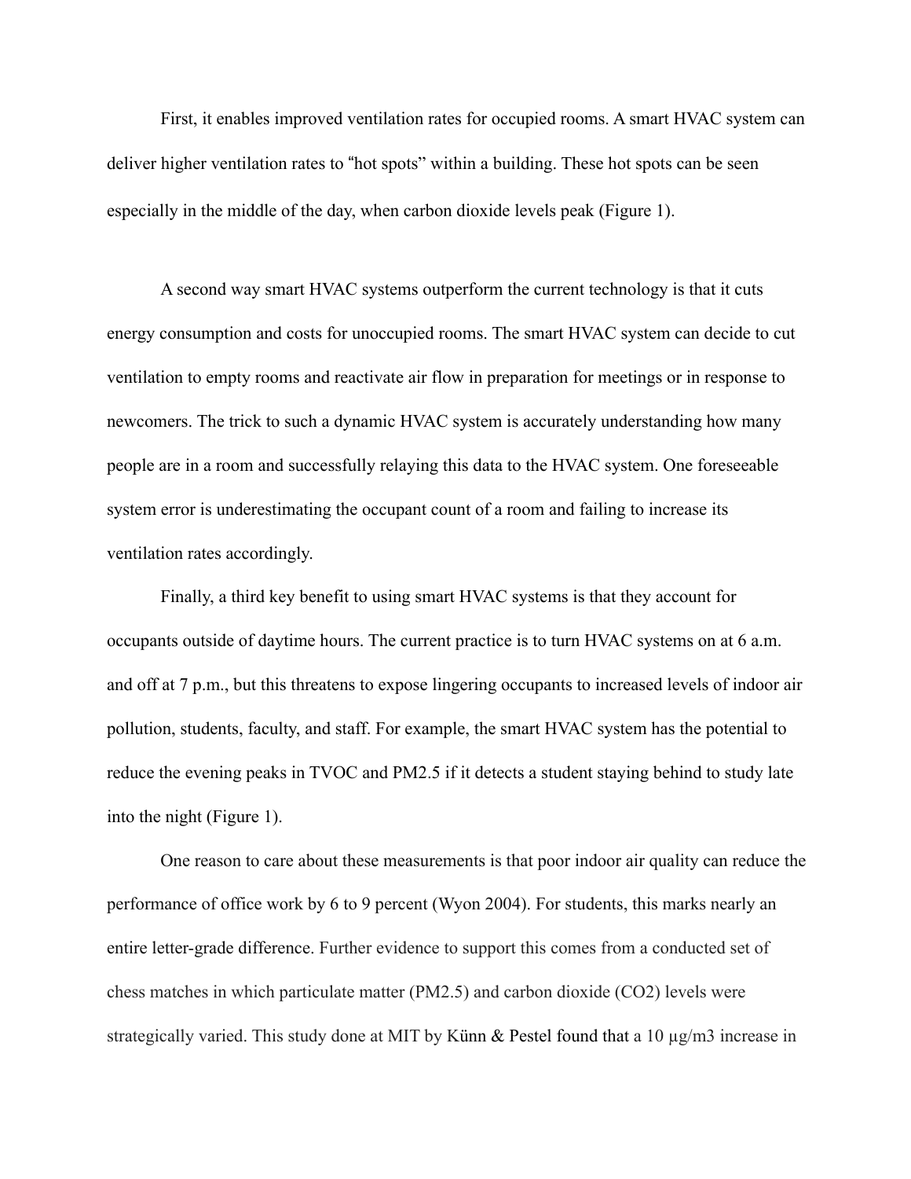First, it enables improved ventilation rates for occupied rooms. A smart HVAC system can deliver higher ventilation rates to "hot spots" within a building. These hot spots can be seen especially in the middle of the day, when carbon dioxide levels peak (Figure 1).

A second way smart HVAC systems outperform the current technology is that it cuts energy consumption and costs for unoccupied rooms. The smart HVAC system can decide to cut ventilation to empty rooms and reactivate air flow in preparation for meetings or in response to newcomers. The trick to such a dynamic HVAC system is accurately understanding how many people are in a room and successfully relaying this data to the HVAC system. One foreseeable system error is underestimating the occupant count of a room and failing to increase its ventilation rates accordingly.

Finally, a third key benefit to using smart HVAC systems is that they account for occupants outside of daytime hours. The current practice is to turn HVAC systems on at 6 a.m. and off at 7 p.m., but this threatens to expose lingering occupants to increased levels of indoor air pollution, students, faculty, and staff. For example, the smart HVAC system has the potential to reduce the evening peaks in TVOC and PM2.5 if it detects a student staying behind to study late into the night (Figure 1).

One reason to care about these measurements is that poor indoor air quality can reduce the performance of office work by 6 to 9 percent (Wyon 2004). For students, this marks nearly an entire letter-grade difference. Further evidence to support this comes from a conducted set of chess matches in which particulate matter (PM2.5) and carbon dioxide ($CO_2$) levels were strategically varied. This study done at MIT by Künn & Pestel found that a 10 µg/m3 increase in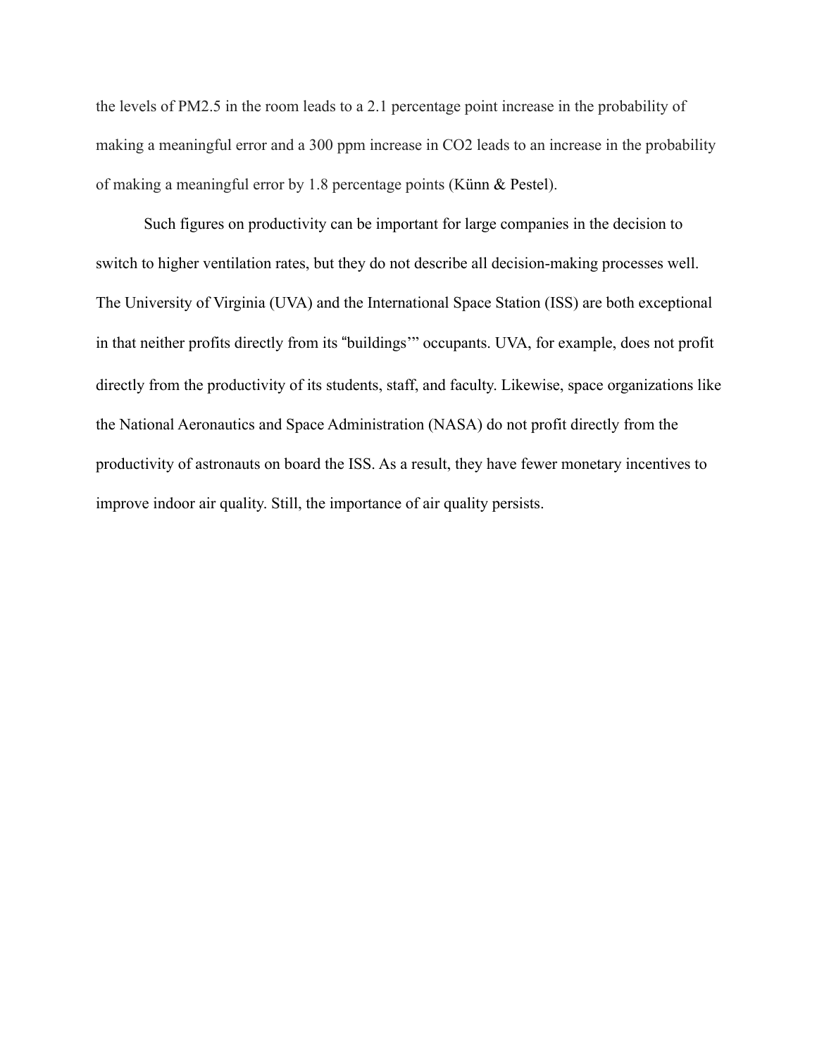the levels of PM2.5 in the room leads to a 2.1 percentage point increase in the probability of making a meaningful error and a 300 ppm increase in $CO_2$ leads to an increase in the probability of making a meaningful error by 1.8 percentage points (Künn & Pestel).

Such figures on productivity can be important for large companies in the decision to switch to higher ventilation rates, but they do not describe all decision-making processes well. The University of Virginia (UVA) and the International Space Station (ISS) are both exceptional in that neither profits directly from its "buildings'" occupants. UVA, for example, does not profit directly from the productivity of its students, staff, and faculty. Likewise, space organizations like the National Aeronautics and Space Administration (NASA) do not profit directly from the productivity of astronauts on board the ISS. As a result, they have fewer monetary incentives to improve indoor air quality. Still, the importance of air quality persists.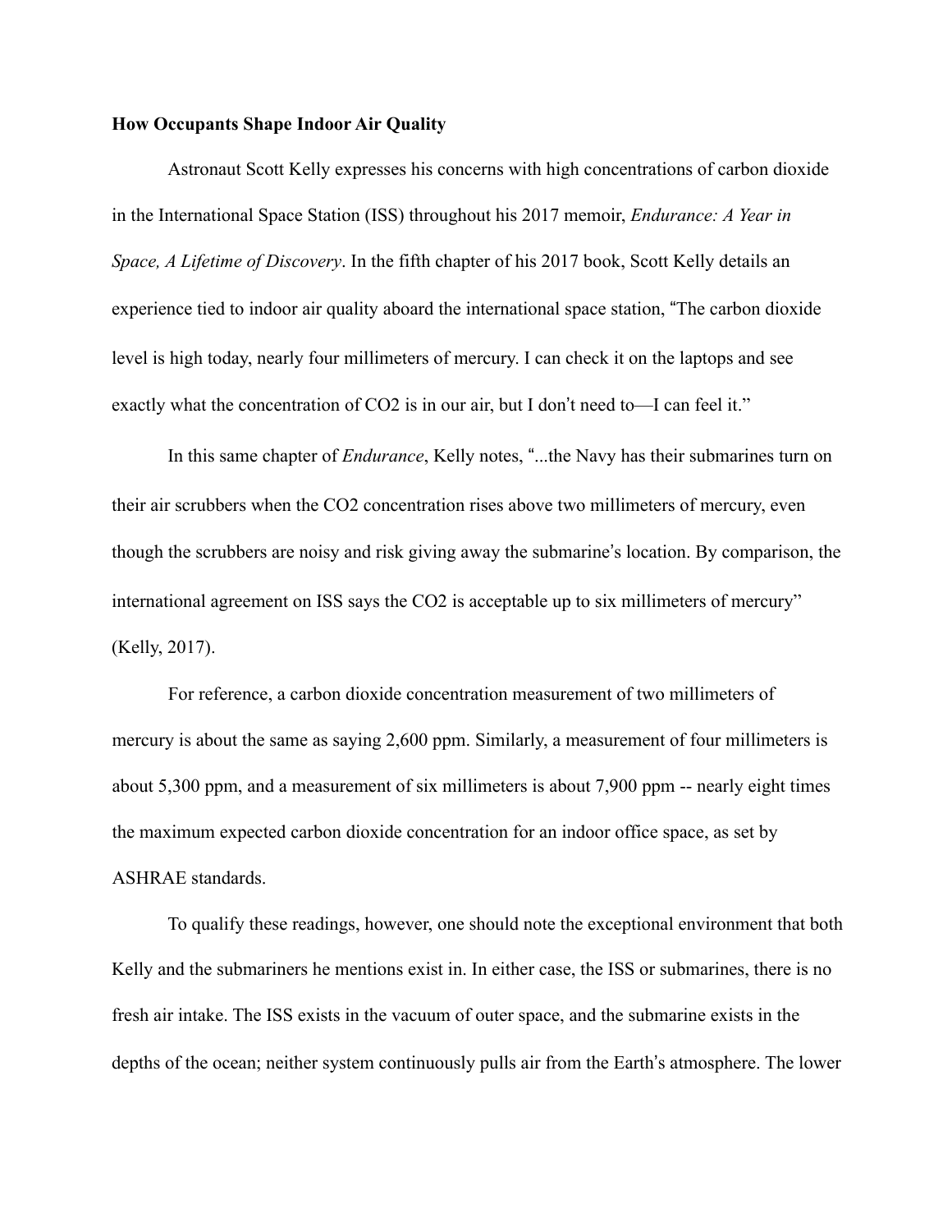**How Occupants Shape Indoor Air Quality**

Astronaut Scott Kelly expresses his concerns with high concentrations of carbon dioxide in the International Space Station (ISS) throughout his 2017 memoir, *Endurance: A Year in Space, A Lifetime of Discovery*. In the fifth chapter of his 2017 book, Scott Kelly details an experience tied to indoor air quality aboard the international space station, "The carbon dioxide level is high today, nearly four millimeters of mercury. I can check it on the laptops and see exactly what the concentration of CO2 is in our air, but I don't need to—I can feel it."

In this same chapter of *Endurance*, Kelly notes, "...the Navy has their submarines turn on their air scrubbers when the CO2 concentration rises above two millimeters of mercury, even though the scrubbers are noisy and risk giving away the submarine's location. By comparison, the international agreement on ISS says the CO2 is acceptable up to six millimeters of mercury" (Kelly, 2017).

For reference, a carbon dioxide concentration measurement of two millimeters of mercury is about the same as saying 2,600 ppm. Similarly, a measurement of four millimeters is about 5,300 ppm, and a measurement of six millimeters is about 7,900 ppm -- nearly eight times the maximum expected carbon dioxide concentration for an indoor office space, as set by ASHRAE standards.

To qualify these readings, however, one should note the exceptional environment that both Kelly and the submariners he mentions exist in. In either case, the ISS or submarines, there is no fresh air intake. The ISS exists in the vacuum of outer space, and the submarine exists in the depths of the ocean; neither system continuously pulls air from the Earth's atmosphere. The lower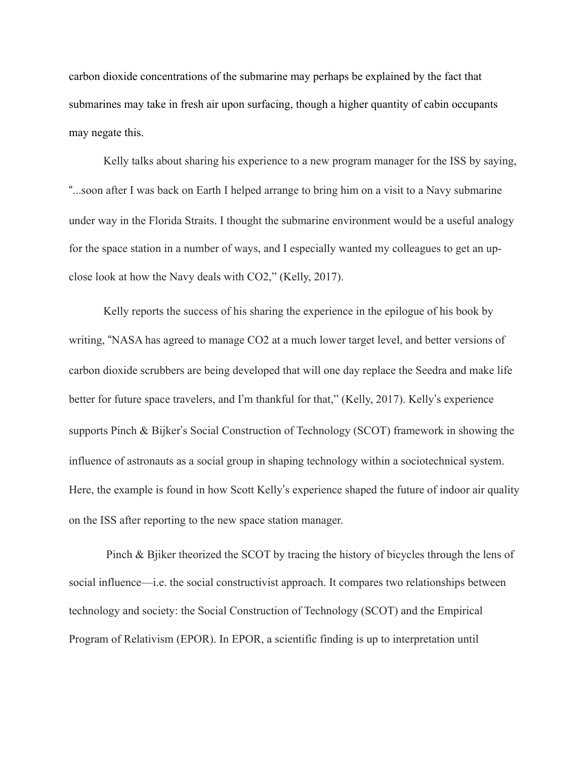carbon dioxide concentrations of the submarine may perhaps be explained by the fact that submarines may take in fresh air upon surfacing, though a higher quantity of cabin occupants may negate this.

Kelly talks about sharing his experience to a new program manager for the ISS by saying, "...soon after I was back on Earth I helped arrange to bring him on a visit to a Navy submarine under way in the Florida Straits. I thought the submarine environment would be a useful analogy for the space station in a number of ways, and I especially wanted my colleagues to get an up-close look at how the Navy deals with $CO_2$," (Kelly, 2017).

Kelly reports the success of his sharing the experience in the epilogue of his book by writing, "NASA has agreed to manage $CO_2$ at a much lower target level, and better versions of carbon dioxide scrubbers are being developed that will one day replace the Seedra and make life better for future space travelers, and I'm thankful for that," (Kelly, 2017). Kelly's experience supports Pinch & Bijker's Social Construction of Technology (SCOT) framework in showing the influence of astronauts as a social group in shaping technology within a sociotechnical system. Here, the example is found in how Scott Kelly's experience shaped the future of indoor air quality on the ISS after reporting to the new space station manager.

Pinch & Bjiker theorized the SCOT by tracing the history of bicycles through the lens of social influence—i.e. the social constructivist approach. It compares two relationships between technology and society: the Social Construction of Technology (SCOT) and the Empirical Program of Relativism (EPOR). In EPOR, a scientific finding is up to interpretation until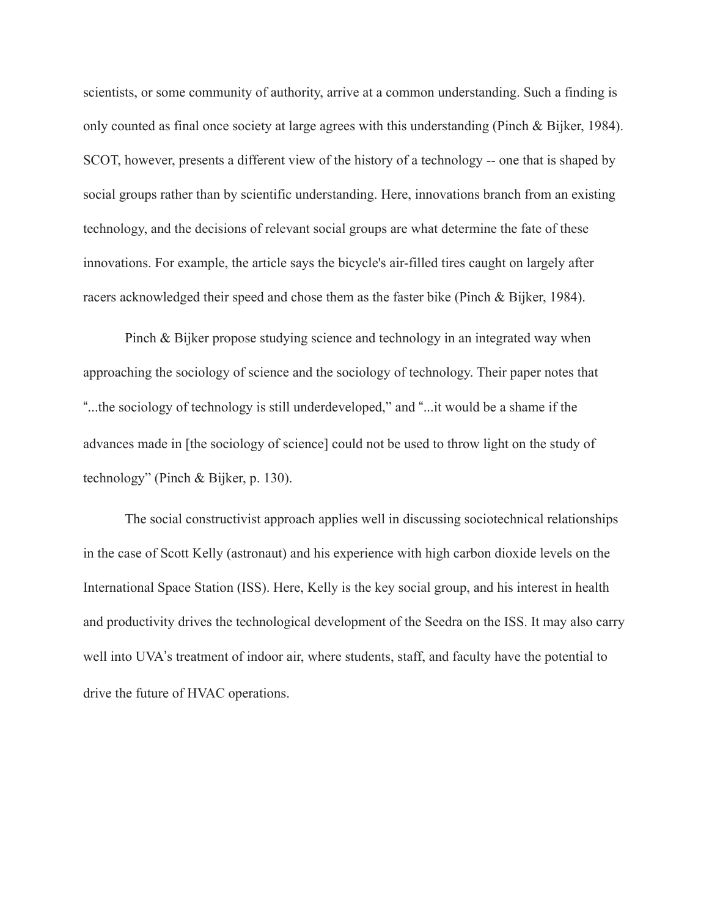scientists, or some community of authority, arrive at a common understanding. Such a finding is only counted as final once society at large agrees with this understanding (Pinch & Bijker, 1984). SCOT, however, presents a different view of the history of a technology -- one that is shaped by social groups rather than by scientific understanding. Here, innovations branch from an existing technology, and the decisions of relevant social groups are what determine the fate of these innovations. For example, the article says the bicycle's air-filled tires caught on largely after racers acknowledged their speed and chose them as the faster bike (Pinch & Bijker, 1984).

Pinch & Bijker propose studying science and technology in an integrated way when approaching the sociology of science and the sociology of technology. Their paper notes that "...the sociology of technology is still underdeveloped," and "...it would be a shame if the advances made in [the sociology of science] could not be used to throw light on the study of technology" (Pinch & Bijker, p. 130).

The social constructivist approach applies well in discussing sociotechnical relationships in the case of Scott Kelly (astronaut) and his experience with high carbon dioxide levels on the International Space Station (ISS). Here, Kelly is the key social group, and his interest in health and productivity drives the technological development of the Seedra on the ISS. It may also carry well into UVA's treatment of indoor air, where students, staff, and faculty have the potential to drive the future of HVAC operations.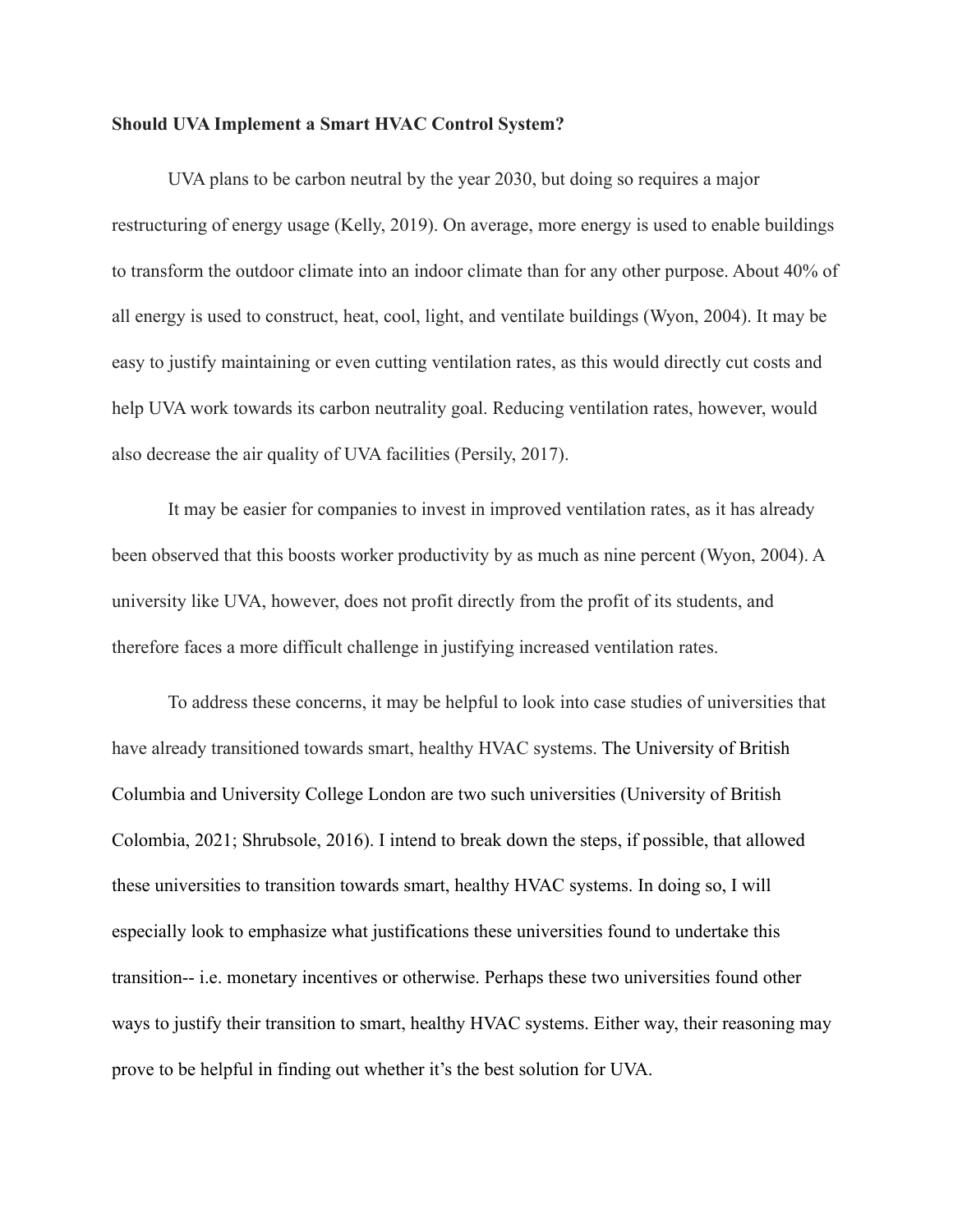**Should UVA Implement a Smart HVAC Control System?**

UVA plans to be carbon neutral by the year 2030, but doing so requires a major restructuring of energy usage (Kelly, 2019). On average, more energy is used to enable buildings to transform the outdoor climate into an indoor climate than for any other purpose. About 40% of all energy is used to construct, heat, cool, light, and ventilate buildings (Wyon, 2004). It may be easy to justify maintaining or even cutting ventilation rates, as this would directly cut costs and help UVA work towards its carbon neutrality goal. Reducing ventilation rates, however, would also decrease the air quality of UVA facilities (Persily, 2017).

It may be easier for companies to invest in improved ventilation rates, as it has already been observed that this boosts worker productivity by as much as nine percent (Wyon, 2004). A university like UVA, however, does not profit directly from the profit of its students, and therefore faces a more difficult challenge in justifying increased ventilation rates.

To address these concerns, it may be helpful to look into case studies of universities that have already transitioned towards smart, healthy HVAC systems. The University of British Columbia and University College London are two such universities (University of British Colombia, 2021; Shrubsole, 2016). I intend to break down the steps, if possible, that allowed these universities to transition towards smart, healthy HVAC systems. In doing so, I will especially look to emphasize what justifications these universities found to undertake this transition-- i.e. monetary incentives or otherwise. Perhaps these two universities found other ways to justify their transition to smart, healthy HVAC systems. Either way, their reasoning may prove to be helpful in finding out whether it's the best solution for UVA.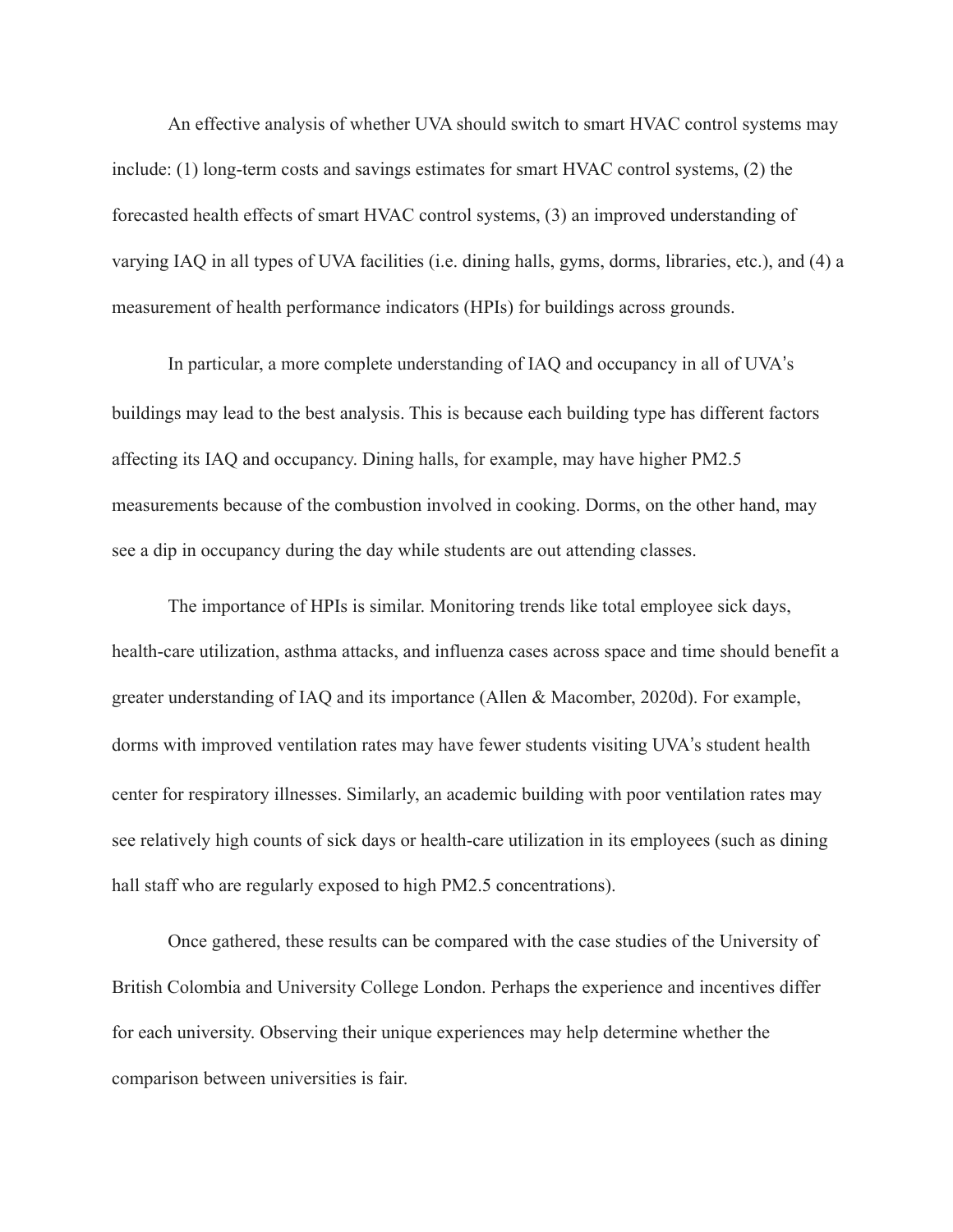An effective analysis of whether UVA should switch to smart HVAC control systems may include: (1) long-term costs and savings estimates for smart HVAC control systems, (2) the forecasted health effects of smart HVAC control systems, (3) an improved understanding of varying IAQ in all types of UVA facilities (i.e. dining halls, gyms, dorms, libraries, etc.), and (4) a measurement of health performance indicators (HPIs) for buildings across grounds.

In particular, a more complete understanding of IAQ and occupancy in all of UVA's buildings may lead to the best analysis. This is because each building type has different factors affecting its IAQ and occupancy. Dining halls, for example, may have higher PM2.5 measurements because of the combustion involved in cooking. Dorms, on the other hand, may see a dip in occupancy during the day while students are out attending classes.

The importance of HPIs is similar. Monitoring trends like total employee sick days, health-care utilization, asthma attacks, and influenza cases across space and time should benefit a greater understanding of IAQ and its importance (Allen & Macomber, 2020d). For example, dorms with improved ventilation rates may have fewer students visiting UVA's student health center for respiratory illnesses. Similarly, an academic building with poor ventilation rates may see relatively high counts of sick days or health-care utilization in its employees (such as dining hall staff who are regularly exposed to high PM2.5 concentrations).

Once gathered, these results can be compared with the case studies of the University of British Colombia and University College London. Perhaps the experience and incentives differ for each university. Observing their unique experiences may help determine whether the comparison between universities is fair.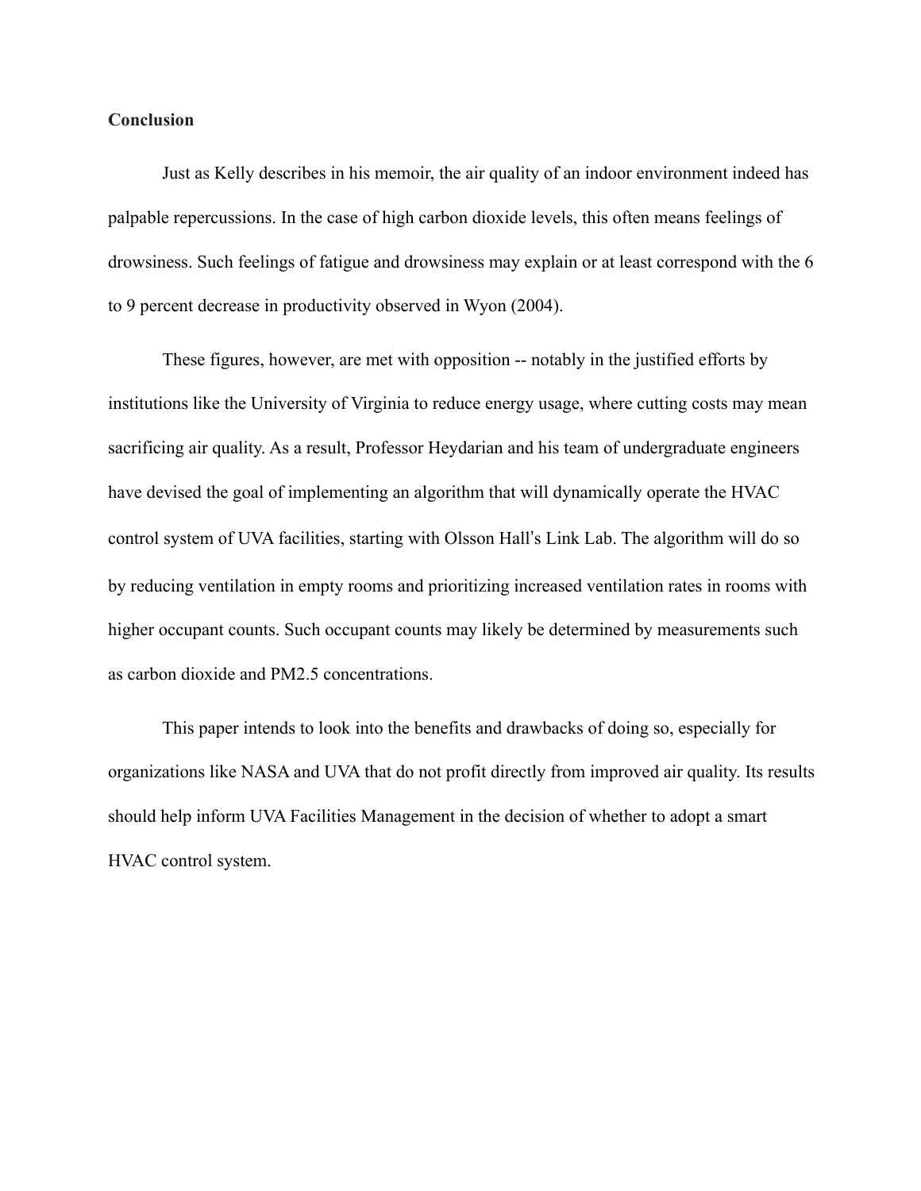**Conclusion**

Just as Kelly describes in his memoir, the air quality of an indoor environment indeed has palpable repercussions. In the case of high carbon dioxide levels, this often means feelings of drowsiness. Such feelings of fatigue and drowsiness may explain or at least correspond with the 6 to 9 percent decrease in productivity observed in Wyon (2004).

These figures, however, are met with opposition -- notably in the justified efforts by institutions like the University of Virginia to reduce energy usage, where cutting costs may mean sacrificing air quality. As a result, Professor Heydarian and his team of undergraduate engineers have devised the goal of implementing an algorithm that will dynamically operate the HVAC control system of UVA facilities, starting with Olsson Hall's Link Lab. The algorithm will do so by reducing ventilation in empty rooms and prioritizing increased ventilation rates in rooms with higher occupant counts. Such occupant counts may likely be determined by measurements such as carbon dioxide and PM2.5 concentrations.

This paper intends to look into the benefits and drawbacks of doing so, especially for organizations like NASA and UVA that do not profit directly from improved air quality. Its results should help inform UVA Facilities Management in the decision of whether to adopt a smart HVAC control system.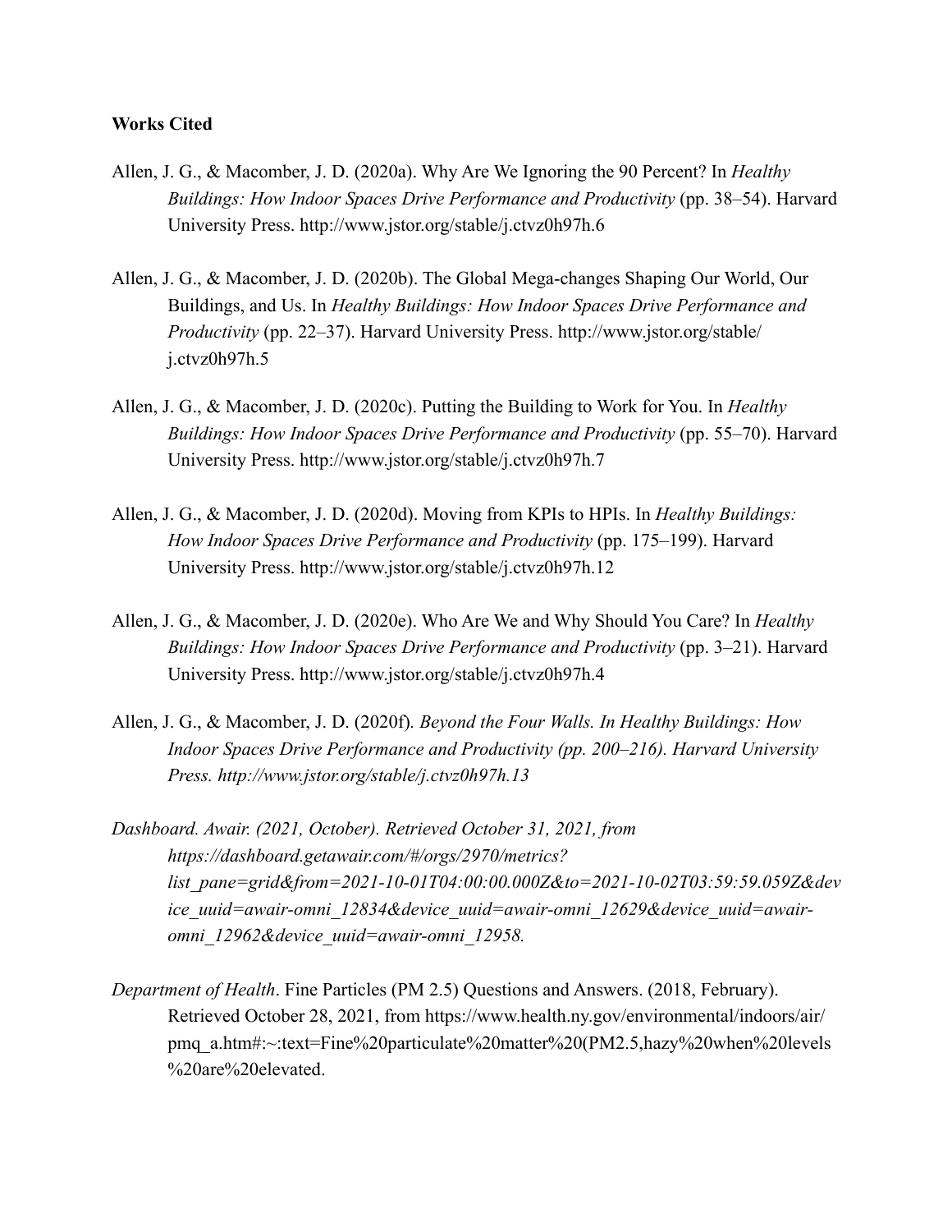**Works Cited**

Allen, J. G., & Macomber, J. D. (2020a). Why Are We Ignoring the 90 Percent? In *Healthy Buildings: How Indoor Spaces Drive Performance and Productivity* (pp. 38–54). Harvard University Press. http://www.jstor.org/stable/j.ctvz0h97h.6

Allen, J. G., & Macomber, J. D. (2020b). The Global Mega-changes Shaping Our World, Our Buildings, and Us. In *Healthy Buildings: How Indoor Spaces Drive Performance and Productivity* (pp. 22–37). Harvard University Press. http://www.jstor.org/stable/j.ctvz0h97h.5

Allen, J. G., & Macomber, J. D. (2020c). Putting the Building to Work for You. In *Healthy Buildings: How Indoor Spaces Drive Performance and Productivity* (pp. 55–70). Harvard University Press. http://www.jstor.org/stable/j.ctvz0h97h.7

Allen, J. G., & Macomber, J. D. (2020d). Moving from KPIs to HPIs. In *Healthy Buildings: How Indoor Spaces Drive Performance and Productivity* (pp. 175–199). Harvard University Press. http://www.jstor.org/stable/j.ctvz0h97h.12

Allen, J. G., & Macomber, J. D. (2020e). Who Are We and Why Should You Care? In *Healthy Buildings: How Indoor Spaces Drive Performance and Productivity* (pp. 3–21). Harvard University Press. http://www.jstor.org/stable/j.ctvz0h97h.4

Allen, J. G., & Macomber, J. D. (2020f). *Beyond the Four Walls. In Healthy Buildings: How Indoor Spaces Drive Performance and Productivity (pp. 200–216). Harvard University Press. http://www.jstor.org/stable/j.ctvz0h97h.13*

*Dashboard. Awair. (2021, October). Retrieved October 31, 2021, from https://dashboard.getawair.com/#/orgs/2970/metrics?list_pane=grid&from=2021-10-01T04:00:00.000Z&to=2021-10-02T03:59:59.059Z&device_uuid=awair-omni_12834&device_uuid=awair-omni_12629&device_uuid=awair-omni_12962&device_uuid=awair-omni_12958.*

*Department of Health*. Fine Particles (PM 2.5) Questions and Answers. (2018, February). Retrieved October 28, 2021, from https://www.health.ny.gov/environmental/indoors/air/pmq_a.htm#:~:text=Fine%20particulate%20matter%20(PM2.5,hazy%20when%20levels%20are%20elevated.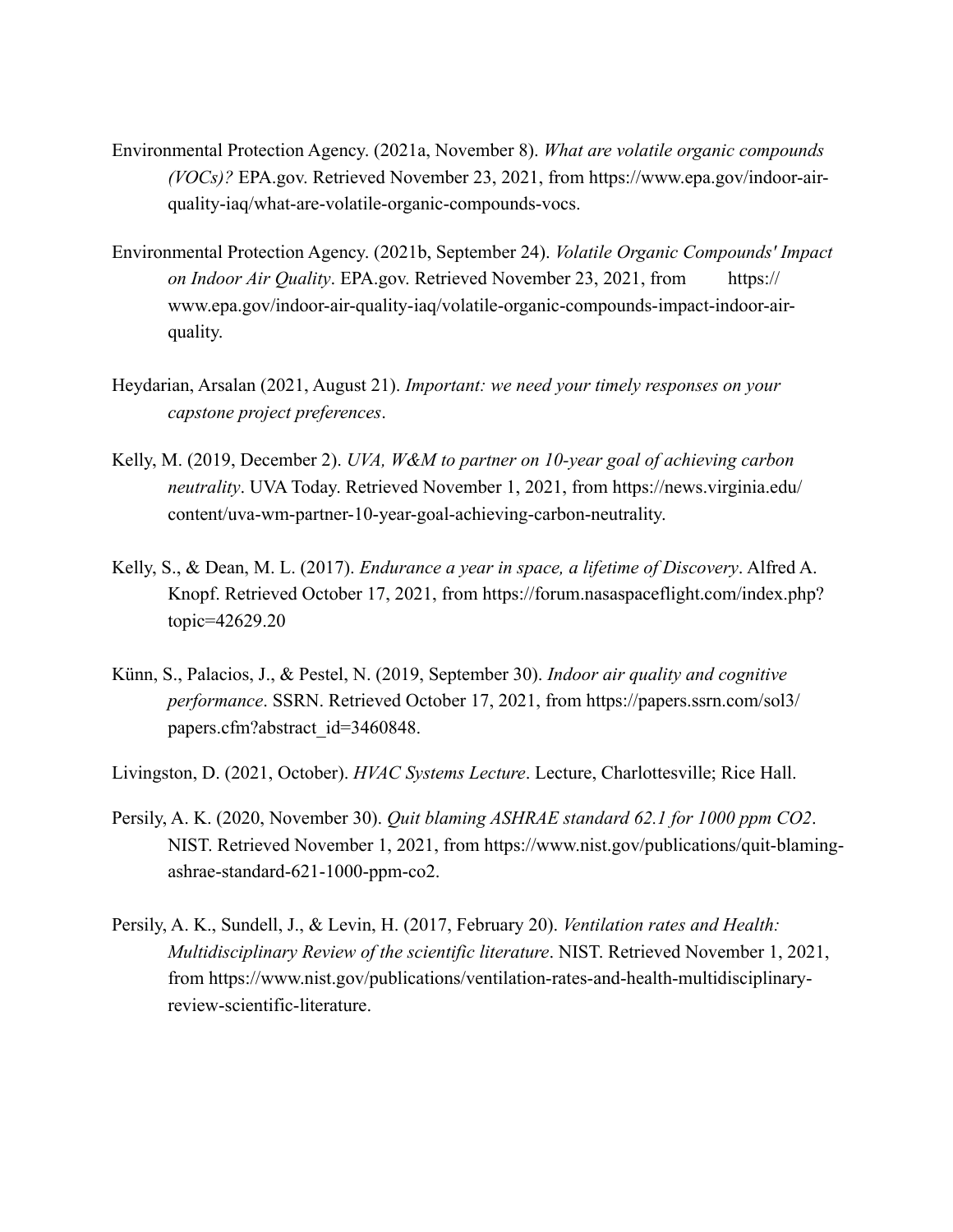Environmental Protection Agency. (2021a, November 8). *What are volatile organic compounds (VOCs)?* EPA.gov. Retrieved November 23, 2021, from https://www.epa.gov/indoor-air-quality-iaq/what-are-volatile-organic-compounds-vocs.

Environmental Protection Agency. (2021b, September 24). *Volatile Organic Compounds' Impact on Indoor Air Quality*. EPA.gov. Retrieved November 23, 2021, from https://www.epa.gov/indoor-air-quality-iaq/volatile-organic-compounds-impact-indoor-air-quality.

Heydarian, Arsalan (2021, August 21). *Important: we need your timely responses on your capstone project preferences*.

Kelly, M. (2019, December 2). *UVA, W&M to partner on 10-year goal of achieving carbon neutrality*. UVA Today. Retrieved November 1, 2021, from https://news.virginia.edu/content/uva-wm-partner-10-year-goal-achieving-carbon-neutrality.

Kelly, S., & Dean, M. L. (2017). *Endurance a year in space, a lifetime of Discovery*. Alfred A. Knopf. Retrieved October 17, 2021, from https://forum.nasaspaceflight.com/index.php?topic=42629.20

Künn, S., Palacios, J., & Pestel, N. (2019, September 30). *Indoor air quality and cognitive performance*. SSRN. Retrieved October 17, 2021, from https://papers.ssrn.com/sol3/papers.cfm?abstract_id=3460848.

Livingston, D. (2021, October). *HVAC Systems Lecture*. Lecture, Charlottesville; Rice Hall.

Persily, A. K. (2020, November 30). *Quit blaming ASHRAE standard 62.1 for 1000 ppm CO2*. NIST. Retrieved November 1, 2021, from https://www.nist.gov/publications/quit-blaming-ashrae-standard-621-1000-ppm-co2.

Persily, A. K., Sundell, J., & Levin, H. (2017, February 20). *Ventilation rates and Health: Multidisciplinary Review of the scientific literature*. NIST. Retrieved November 1, 2021, from https://www.nist.gov/publications/ventilation-rates-and-health-multidisciplinary-review-scientific-literature.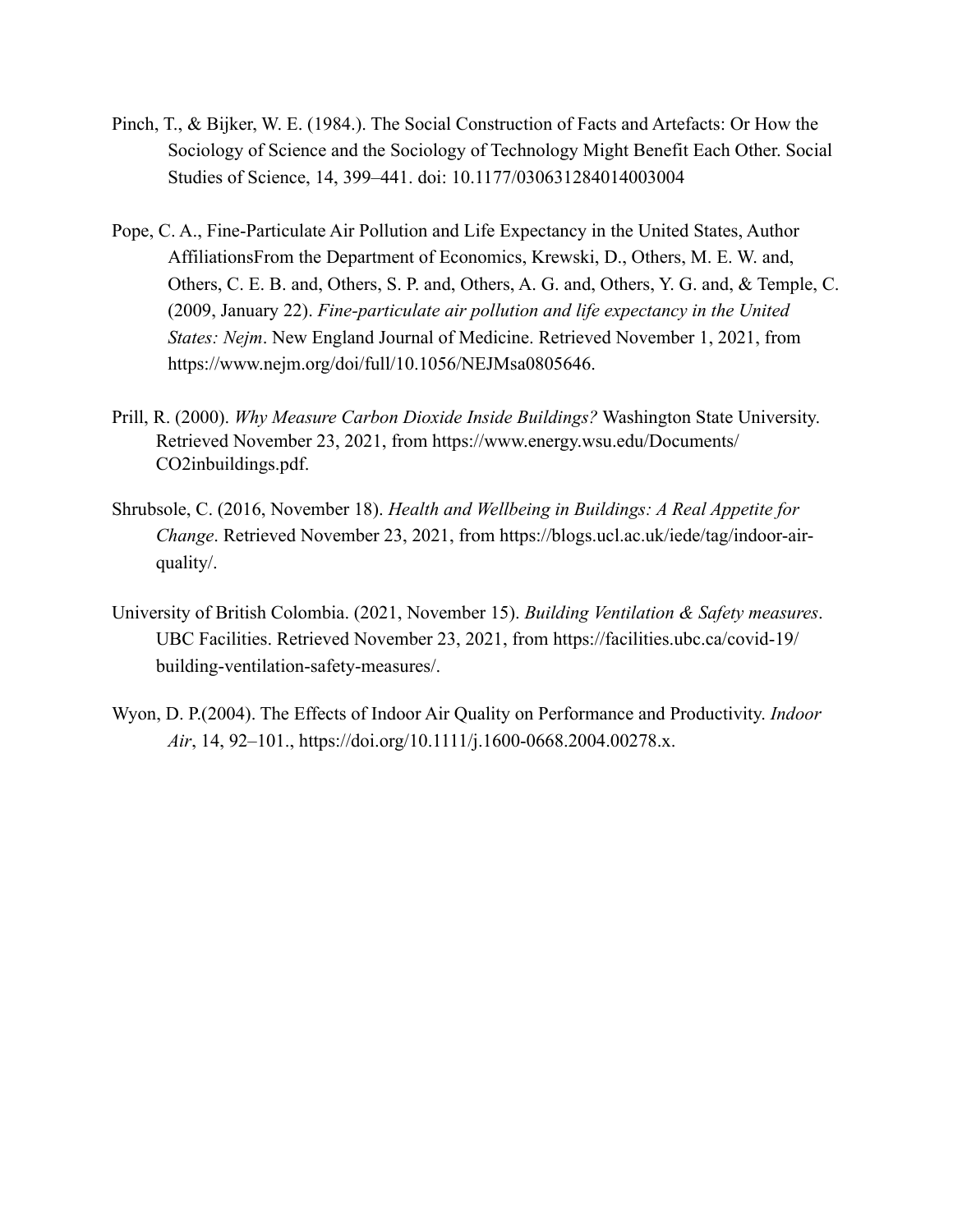Pinch, T., & Bijker, W. E. (1984.). The Social Construction of Facts and Artefacts: Or How the Sociology of Science and the Sociology of Technology Might Benefit Each Other. Social Studies of Science, 14, 399–441. doi: 10.1177/030631284014003004

Pope, C. A., Fine-Particulate Air Pollution and Life Expectancy in the United States, Author AffiliationsFrom the Department of Economics, Krewski, D., Others, M. E. W. and, Others, C. E. B. and, Others, S. P. and, Others, A. G. and, Others, Y. G. and, & Temple, C. (2009, January 22). *Fine-particulate air pollution and life expectancy in the United States: Nejm*. New England Journal of Medicine. Retrieved November 1, 2021, from https://www.nejm.org/doi/full/10.1056/NEJMsa0805646.

Prill, R. (2000). *Why Measure Carbon Dioxide Inside Buildings?* Washington State University. Retrieved November 23, 2021, from https://www.energy.wsu.edu/Documents/CO2inbuildings.pdf.

Shrubsole, C. (2016, November 18). *Health and Wellbeing in Buildings: A Real Appetite for Change*. Retrieved November 23, 2021, from https://blogs.ucl.ac.uk/iede/tag/indoor-air-quality/.

University of British Colombia. (2021, November 15). *Building Ventilation & Safety measures*. UBC Facilities. Retrieved November 23, 2021, from https://facilities.ubc.ca/covid-19/building-ventilation-safety-measures/.

Wyon, D. P.(2004). The Effects of Indoor Air Quality on Performance and Productivity. *Indoor Air*, 14, 92–101., https://doi.org/10.1111/j.1600-0668.2004.00278.x.